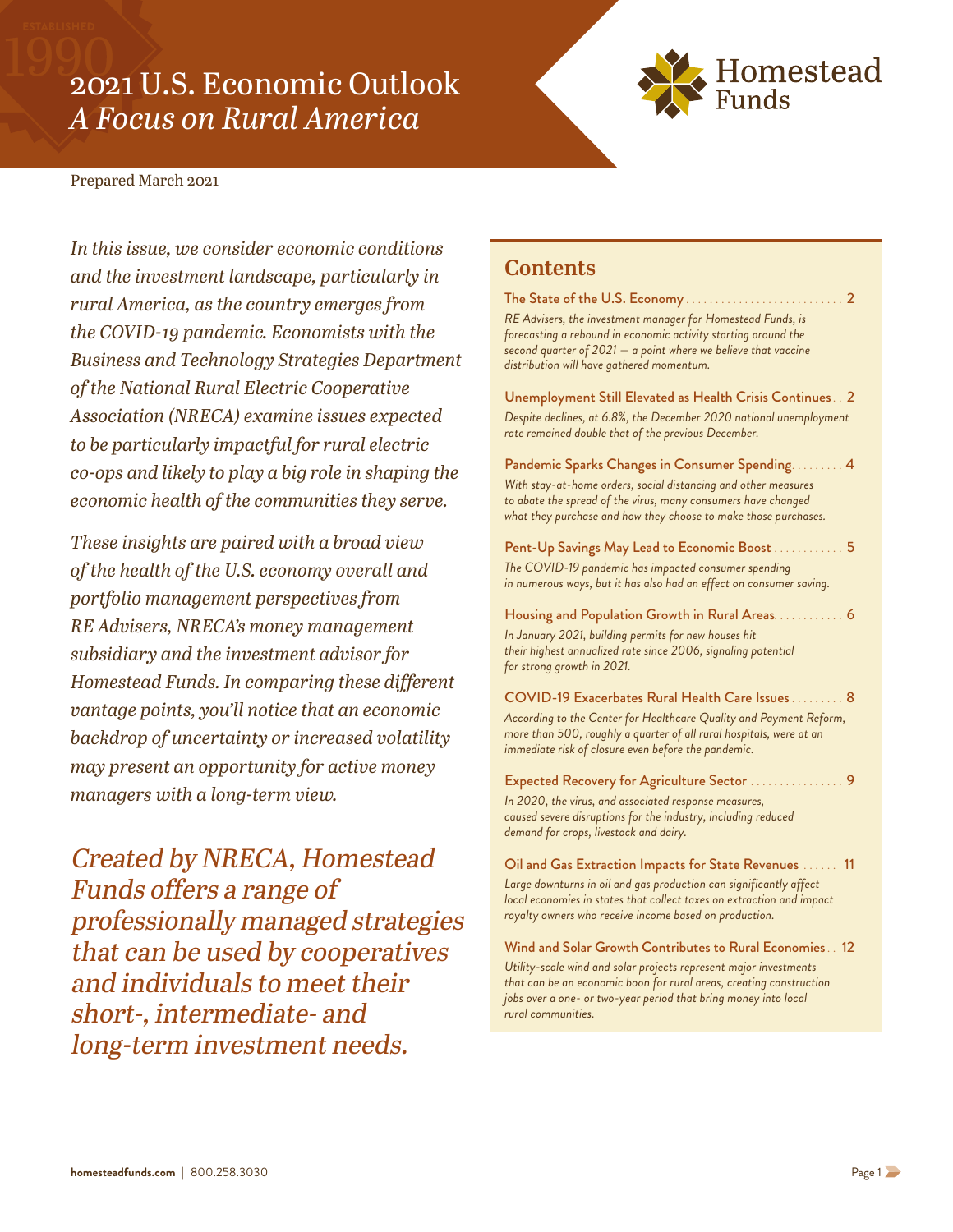# 2021 U.S. Economic Outlook
## *A Focus on Rural America*

Homestead Funds

Prepared March 2021

*In this issue, we consider economic conditions and the investment landscape, particularly in rural America, as the country emerges from the COVID-19 pandemic. Economists with the Business and Technology Strategies Department of the National Rural Electric Cooperative Association (NRECA) examine issues expected to be particularly impactful for rural electric co-ops and likely to play a big role in shaping the economic health of the communities they serve.*

*These insights are paired with a broad view of the health of the U.S. economy overall and portfolio management perspectives from RE Advisers, NRECA's money management subsidiary and the investment advisor for Homestead Funds. In comparing these different vantage points, you'll notice that an economic backdrop of uncertainty or increased volatility may present an opportunity for active money managers with a long-term view.*

*Created by NRECA, Homestead Funds offers a range of professionally managed strategies that can be used by cooperatives and individuals to meet their short-, intermediate- and long-term investment needs.*

## Contents

**The State of the U.S. Economy** ........ 2
*RE Advisers, the investment manager for Homestead Funds, is forecasting a rebound in economic activity starting around the second quarter of 2021 — a point where we believe that vaccine distribution will have gathered momentum.*

**Unemployment Still Elevated as Health Crisis Continues** ........ 2
*Despite declines, at 6.8%, the December 2020 national unemployment rate remained double that of the previous December.*

**Pandemic Sparks Changes in Consumer Spending** ........ 4
*With stay-at-home orders, social distancing and other measures to abate the spread of the virus, many consumers have changed what they purchase and how they choose to make those purchases.*

**Pent-Up Savings May Lead to Economic Boost** ........ 5
*The COVID-19 pandemic has impacted consumer spending in numerous ways, but it has also had an effect on consumer saving.*

**Housing and Population Growth in Rural Areas** ........ 6
*In January 2021, building permits for new houses hit their highest annualized rate since 2006, signaling potential for strong growth in 2021.*

**COVID-19 Exacerbates Rural Health Care Issues** ........ 8
*According to the Center for Healthcare Quality and Payment Reform, more than 500, roughly a quarter of all rural hospitals, were at an immediate risk of closure even before the pandemic.*

**Expected Recovery for Agriculture Sector** ........ 9
*In 2020, the virus, and associated response measures, caused severe disruptions for the industry, including reduced demand for crops, livestock and dairy.*

**Oil and Gas Extraction Impacts for State Revenues** ........ 11
*Large downturns in oil and gas production can significantly affect local economies in states that collect taxes on extraction and impact royalty owners who receive income based on production.*

**Wind and Solar Growth Contributes to Rural Economies** ........ 12
*Utility-scale wind and solar projects represent major investments that can be an economic boon for rural areas, creating construction jobs over a one- or two-year period that bring money into local rural communities.*

**homesteadfunds.com** | 800.258.3030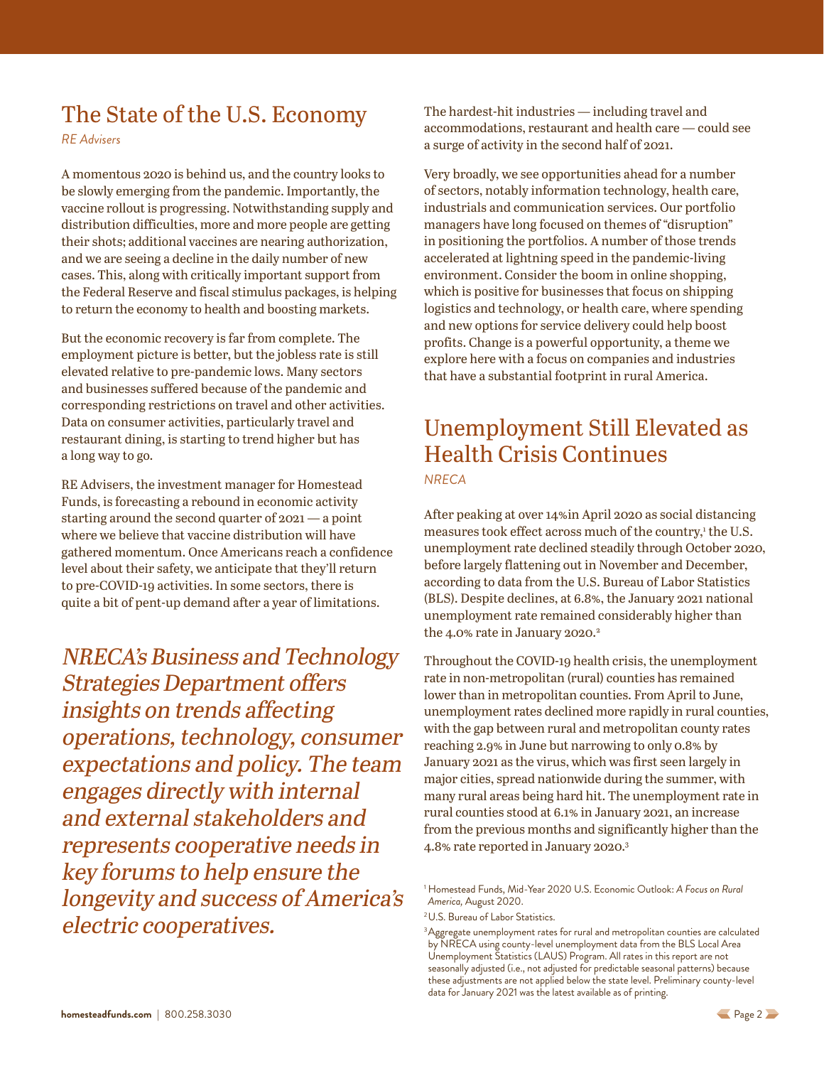## The State of the U.S. Economy

*RE Advisers*

A momentous 2020 is behind us, and the country looks to be slowly emerging from the pandemic. Importantly, the vaccine rollout is progressing. Notwithstanding supply and distribution difficulties, more and more people are getting their shots; additional vaccines are nearing authorization, and we are seeing a decline in the daily number of new cases. This, along with critically important support from the Federal Reserve and fiscal stimulus packages, is helping to return the economy to health and boosting markets.

But the economic recovery is far from complete. The employment picture is better, but the jobless rate is still elevated relative to pre-pandemic lows. Many sectors and businesses suffered because of the pandemic and corresponding restrictions on travel and other activities. Data on consumer activities, particularly travel and restaurant dining, is starting to trend higher but has a long way to go.

RE Advisers, the investment manager for Homestead Funds, is forecasting a rebound in economic activity starting around the second quarter of 2021 — a point where we believe that vaccine distribution will have gathered momentum. Once Americans reach a confidence level about their safety, we anticipate that they'll return to pre-COVID-19 activities. In some sectors, there is quite a bit of pent-up demand after a year of limitations.

*NRECA's Business and Technology Strategies Department offers insights on trends affecting operations, technology, consumer expectations and policy. The team engages directly with internal and external stakeholders and represents cooperative needs in key forums to help ensure the longevity and success of America's electric cooperatives.*

The hardest-hit industries — including travel and accommodations, restaurant and health care — could see a surge of activity in the second half of 2021.

Very broadly, we see opportunities ahead for a number of sectors, notably information technology, health care, industrials and communication services. Our portfolio managers have long focused on themes of "disruption" in positioning the portfolios. A number of those trends accelerated at lightning speed in the pandemic-living environment. Consider the boom in online shopping, which is positive for businesses that focus on shipping logistics and technology, or health care, where spending and new options for service delivery could help boost profits. Change is a powerful opportunity, a theme we explore here with a focus on companies and industries that have a substantial footprint in rural America.

## Unemployment Still Elevated as Health Crisis Continues

*NRECA*

After peaking at over 14%in April 2020 as social distancing measures took effect across much of the country,[1] the U.S. unemployment rate declined steadily through October 2020, before largely flattening out in November and December, according to data from the U.S. Bureau of Labor Statistics (BLS). Despite declines, at 6.8%, the January 2021 national unemployment rate remained considerably higher than the 4.0% rate in January 2020.[2]

Throughout the COVID-19 health crisis, the unemployment rate in non-metropolitan (rural) counties has remained lower than in metropolitan counties. From April to June, unemployment rates declined more rapidly in rural counties, with the gap between rural and metropolitan county rates reaching 2.9% in June but narrowing to only 0.8% by January 2021 as the virus, which was first seen largely in major cities, spread nationwide during the summer, with many rural areas being hard hit. The unemployment rate in rural counties stood at 6.1% in January 2021, an increase from the previous months and significantly higher than the 4.8% rate reported in January 2020.[3]

[1] Homestead Funds, Mid-Year 2020 U.S. Economic Outlook: *A Focus on Rural America*, August 2020.

[2] U.S. Bureau of Labor Statistics.

[3] Aggregate unemployment rates for rural and metropolitan counties are calculated by NRECA using county-level unemployment data from the BLS Local Area Unemployment Statistics (LAUS) Program. All rates in this report are not seasonally adjusted (i.e., not adjusted for predictable seasonal patterns) because these adjustments are not applied below the state level. Preliminary county-level data for January 2021 was the latest available as of printing.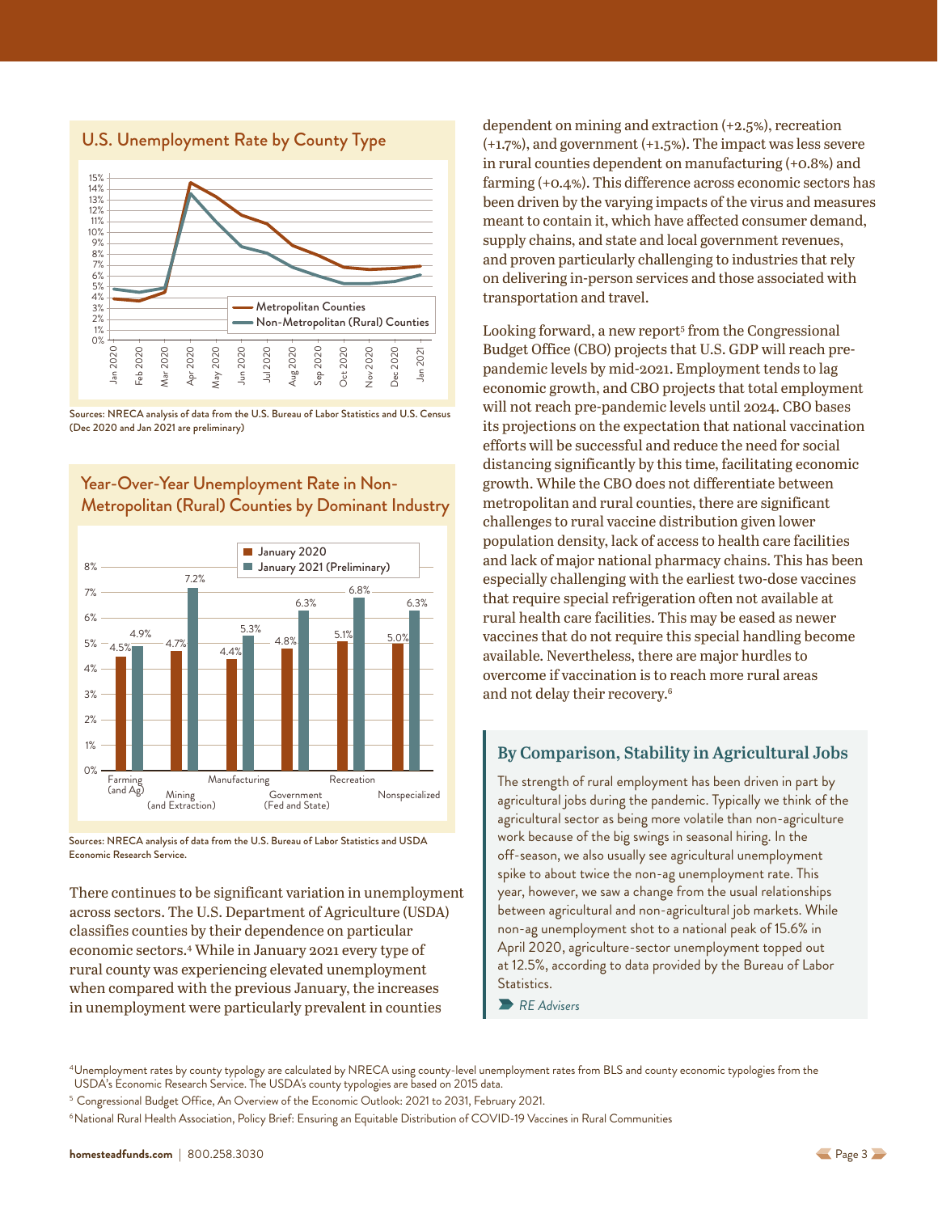## U.S. Unemployment Rate by County Type

Sources: NRECA analysis of data from the U.S. Bureau of Labor Statistics and U.S. Census (Dec 2020 and Jan 2021 are preliminary)

## Year-Over-Year Unemployment Rate in Non-Metropolitan (Rural) Counties by Dominant Industry

| Dominant Industry | January 2020 | January 2021 (Preliminary) |
|---|---|---|
| Farming (and Ag) | 4.5% | 4.9% |
| Mining (and Extraction) | 4.7% | 7.2% |
| Manufacturing | 4.4% | 5.3% |
| Government (Fed and State) | 4.8% | 6.3% |
| Recreation | 5.1% | 6.8% |
| Nonspecialized | 5.0% | 6.3% |

Sources: NRECA analysis of data from the U.S. Bureau of Labor Statistics and USDA Economic Research Service.

There continues to be significant variation in unemployment across sectors. The U.S. Department of Agriculture (USDA) classifies counties by their dependence on particular economic sectors.[4] While in January 2021 every type of rural county was experiencing elevated unemployment when compared with the previous January, the increases in unemployment were particularly prevalent in counties dependent on mining and extraction (+2.5%), recreation (+1.7%), and government (+1.5%). The impact was less severe in rural counties dependent on manufacturing (+0.8%) and farming (+0.4%). This difference across economic sectors has been driven by the varying impacts of the virus and measures meant to contain it, which have affected consumer demand, supply chains, and state and local government revenues, and proven particularly challenging to industries that rely on delivering in-person services and those associated with transportation and travel.

Looking forward, a new report[5] from the Congressional Budget Office (CBO) projects that U.S. GDP will reach pre-pandemic levels by mid-2021. Employment tends to lag economic growth, and CBO projects that total employment will not reach pre-pandemic levels until 2024. CBO bases its projections on the expectation that national vaccination efforts will be successful and reduce the need for social distancing significantly by this time, facilitating economic growth. While the CBO does not differentiate between metropolitan and rural counties, there are significant challenges to rural vaccine distribution given lower population density, lack of access to health care facilities and lack of major national pharmacy chains. This has been especially challenging with the earliest two-dose vaccines that require special refrigeration often not available at rural health care facilities. This may be eased as newer vaccines that do not require this special handling become available. Nevertheless, there are major hurdles to overcome if vaccination is to reach more rural areas and not delay their recovery.[6]

### By Comparison, Stability in Agricultural Jobs

The strength of rural employment has been driven in part by agricultural jobs during the pandemic. Typically we think of the agricultural sector as being more volatile than non-agriculture work because of the big swings in seasonal hiring. In the off-season, we also usually see agricultural unemployment spike to about twice the non-ag unemployment rate. This year, however, we saw a change from the usual relationships between agricultural and non-agricultural job markets. While non-ag unemployment shot to a national peak of 15.6% in April 2020, agriculture-sector unemployment topped out at 12.5%, according to data provided by the Bureau of Labor Statistics.

*RE Advisers*

[4] Unemployment rates by county typology are calculated by NRECA using county-level unemployment rates from BLS and county economic typologies from the USDA's Economic Research Service. The USDA's county typologies are based on 2015 data.

[5] Congressional Budget Office, An Overview of the Economic Outlook: 2021 to 2031, February 2021.

[6] National Rural Health Association, Policy Brief: Ensuring an Equitable Distribution of COVID-19 Vaccines in Rural Communities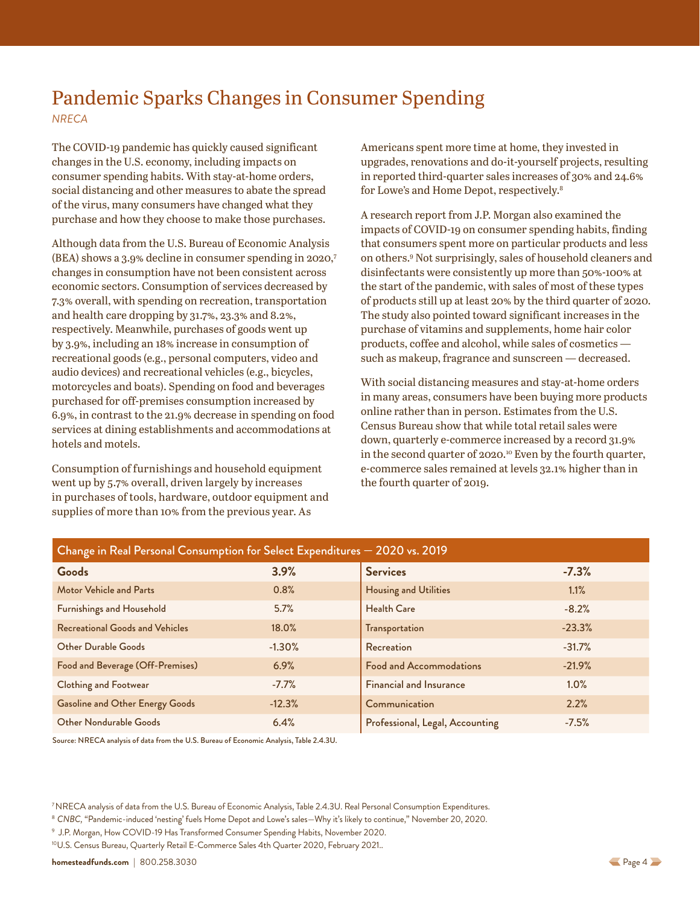# Pandemic Sparks Changes in Consumer Spending

*NRECA*

The COVID-19 pandemic has quickly caused significant changes in the U.S. economy, including impacts on consumer spending habits. With stay-at-home orders, social distancing and other measures to abate the spread of the virus, many consumers have changed what they purchase and how they choose to make those purchases.

Although data from the U.S. Bureau of Economic Analysis (BEA) shows a 3.9% decline in consumer spending in 2020,[7] changes in consumption have not been consistent across economic sectors. Consumption of services decreased by 7.3% overall, with spending on recreation, transportation and health care dropping by 31.7%, 23.3% and 8.2%, respectively. Meanwhile, purchases of goods went up by 3.9%, including an 18% increase in consumption of recreational goods (e.g., personal computers, video and audio devices) and recreational vehicles (e.g., bicycles, motorcycles and boats). Spending on food and beverages purchased for off-premises consumption increased by 6.9%, in contrast to the 21.9% decrease in spending on food services at dining establishments and accommodations at hotels and motels.

Consumption of furnishings and household equipment went up by 5.7% overall, driven largely by increases in purchases of tools, hardware, outdoor equipment and supplies of more than 10% from the previous year. As Americans spent more time at home, they invested in upgrades, renovations and do-it-yourself projects, resulting in reported third-quarter sales increases of 30% and 24.6% for Lowe's and Home Depot, respectively.[8]

A research report from J.P. Morgan also examined the impacts of COVID-19 on consumer spending habits, finding that consumers spent more on particular products and less on others.[9] Not surprisingly, sales of household cleaners and disinfectants were consistently up more than 50%-100% at the start of the pandemic, with sales of most of these types of products still up at least 20% by the third quarter of 2020. The study also pointed toward significant increases in the purchase of vitamins and supplements, home hair color products, coffee and alcohol, while sales of cosmetics — such as makeup, fragrance and sunscreen — decreased.

With social distancing measures and stay-at-home orders in many areas, consumers have been buying more products online rather than in person. Estimates from the U.S. Census Bureau show that while total retail sales were down, quarterly e-commerce increased by a record 31.9% in the second quarter of 2020.[10] Even by the fourth quarter, e-commerce sales remained at levels 32.1% higher than in the fourth quarter of 2019.

**Change in Real Personal Consumption for Select Expenditures — 2020 vs. 2019**

| Goods | 3.9% | Services | -7.3% |
|---|---|---|---|
| Motor Vehicle and Parts | 0.8% | Housing and Utilities | 1.1% |
| Furnishings and Household | 5.7% | Health Care | -8.2% |
| Recreational Goods and Vehicles | 18.0% | Transportation | -23.3% |
| Other Durable Goods | -1.30% | Recreation | -31.7% |
| Food and Beverage (Off-Premises) | 6.9% | Food and Accommodations | -21.9% |
| Clothing and Footwear | -7.7% | Financial and Insurance | 1.0% |
| Gasoline and Other Energy Goods | -12.3% | Communication | 2.2% |
| Other Nondurable Goods | 6.4% | Professional, Legal, Accounting | -7.5% |

Source: NRECA analysis of data from the U.S. Bureau of Economic Analysis, Table 2.4.3U.

[7] NRECA analysis of data from the U.S. Bureau of Economic Analysis, Table 2.4.3U. Real Personal Consumption Expenditures.

[8] *CNBC*, "Pandemic-induced 'nesting' fuels Home Depot and Lowe's sales—Why it's likely to continue," November 20, 2020.

[9] J.P. Morgan, How COVID-19 Has Transformed Consumer Spending Habits, November 2020.

[10] U.S. Census Bureau, Quarterly Retail E-Commerce Sales 4th Quarter 2020, February 2021..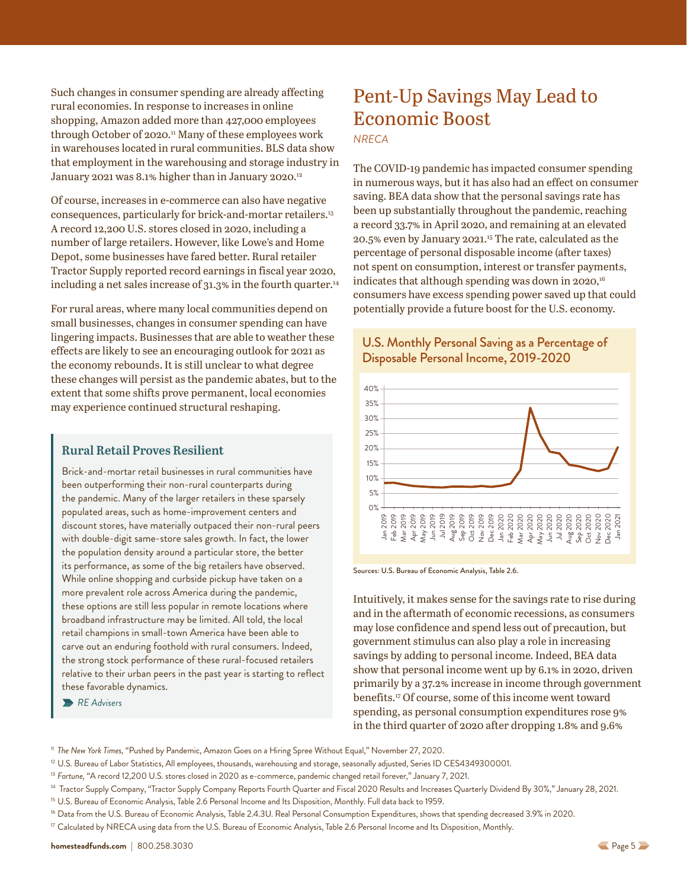Such changes in consumer spending are already affecting rural economies. In response to increases in online shopping, Amazon added more than 427,000 employees through October of 2020.[11] Many of these employees work in warehouses located in rural communities. BLS data show that employment in the warehousing and storage industry in January 2021 was 8.1% higher than in January 2020.[12]

Of course, increases in e-commerce can also have negative consequences, particularly for brick-and-mortar retailers.[13] A record 12,200 U.S. stores closed in 2020, including a number of large retailers. However, like Lowe's and Home Depot, some businesses have fared better. Rural retailer Tractor Supply reported record earnings in fiscal year 2020, including a net sales increase of 31.3% in the fourth quarter.[14]

For rural areas, where many local communities depend on small businesses, changes in consumer spending can have lingering impacts. Businesses that are able to weather these effects are likely to see an encouraging outlook for 2021 as the economy rebounds. It is still unclear to what degree these changes will persist as the pandemic abates, but to the extent that some shifts prove permanent, local economies may experience continued structural reshaping.

### Rural Retail Proves Resilient

Brick-and-mortar retail businesses in rural communities have been outperforming their non-rural counterparts during the pandemic. Many of the larger retailers in these sparsely populated areas, such as home-improvement centers and discount stores, have materially outpaced their non-rural peers with double-digit same-store sales growth. In fact, the lower the population density around a particular store, the better its performance, as some of the big retailers have observed. While online shopping and curbside pickup have taken on a more prevalent role across America during the pandemic, these options are still less popular in remote locations where broadband infrastructure may be limited. All told, the local retail champions in small-town America have been able to carve out an enduring foothold with rural consumers. Indeed, the strong stock performance of these rural-focused retailers relative to their urban peers in the past year is starting to reflect these favorable dynamics.

*RE Advisers*

## Pent-Up Savings May Lead to Economic Boost

*NRECA*

The COVID-19 pandemic has impacted consumer spending in numerous ways, but it has also had an effect on consumer saving. BEA data show that the personal savings rate has been up substantially throughout the pandemic, reaching a record 33.7% in April 2020, and remaining at an elevated 20.5% even by January 2021.[15] The rate, calculated as the percentage of personal disposable income (after taxes) not spent on consumption, interest or transfer payments, indicates that although spending was down in 2020,[16] consumers have excess spending power saved up that could potentially provide a future boost for the U.S. economy.

**U.S. Monthly Personal Saving as a Percentage of Disposable Personal Income, 2019-2020**

Sources: U.S. Bureau of Economic Analysis, Table 2.6.

Intuitively, it makes sense for the savings rate to rise during and in the aftermath of economic recessions, as consumers may lose confidence and spend less out of precaution, but government stimulus can also play a role in increasing savings by adding to personal income. Indeed, BEA data show that personal income went up by 6.1% in 2020, driven primarily by a 37.2% increase in income through government benefits.[17] Of course, some of this income went toward spending, as personal consumption expenditures rose 9% in the third quarter of 2020 after dropping 1.8% and 9.6%

[11] *The New York Times*, "Pushed by Pandemic, Amazon Goes on a Hiring Spree Without Equal," November 27, 2020.

[12] U.S. Bureau of Labor Statistics, All employees, thousands, warehousing and storage, seasonally adjusted, Series ID CES4349300001.

[13] *Fortune*, "A record 12,200 U.S. stores closed in 2020 as e-commerce, pandemic changed retail forever," January 7, 2021.

[14] Tractor Supply Company, "Tractor Supply Company Reports Fourth Quarter and Fiscal 2020 Results and Increases Quarterly Dividend By 30%," January 28, 2021.

[15] U.S. Bureau of Economic Analysis, Table 2.6 Personal Income and Its Disposition, Monthly. Full data back to 1959.

[16] Data from the U.S. Bureau of Economic Analysis, Table 2.4.3U. Real Personal Consumption Expenditures, shows that spending decreased 3.9% in 2020.

[17] Calculated by NRECA using data from the U.S. Bureau of Economic Analysis, Table 2.6 Personal Income and Its Disposition, Monthly.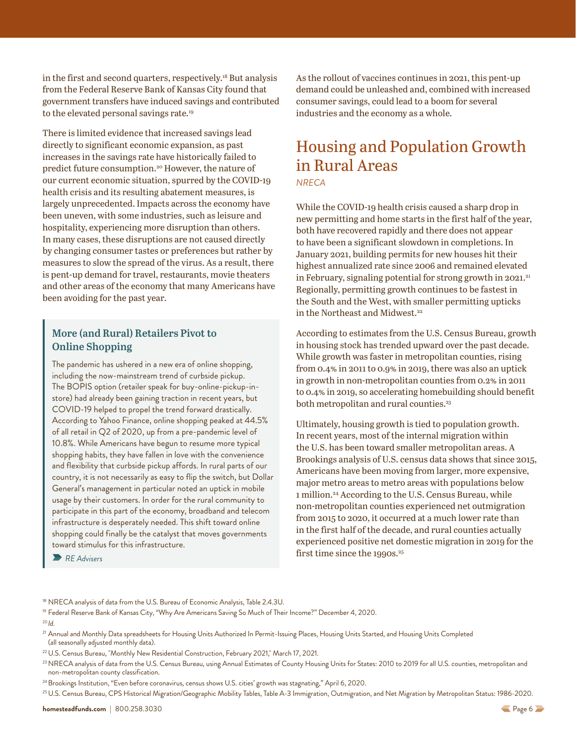in the first and second quarters, respectively.[18] But analysis from the Federal Reserve Bank of Kansas City found that government transfers have induced savings and contributed to the elevated personal savings rate.[19]

There is limited evidence that increased savings lead directly to significant economic expansion, as past increases in the savings rate have historically failed to predict future consumption.[20] However, the nature of our current economic situation, spurred by the COVID-19 health crisis and its resulting abatement measures, is largely unprecedented. Impacts across the economy have been uneven, with some industries, such as leisure and hospitality, experiencing more disruption than others. In many cases, these disruptions are not caused directly by changing consumer tastes or preferences but rather by measures to slow the spread of the virus. As a result, there is pent-up demand for travel, restaurants, movie theaters and other areas of the economy that many Americans have been avoiding for the past year.

### More (and Rural) Retailers Pivot to Online Shopping

The pandemic has ushered in a new era of online shopping, including the now-mainstream trend of curbside pickup. The BOPIS option (retailer speak for buy-online-pickup-in-store) had already been gaining traction in recent years, but COVID-19 helped to propel the trend forward drastically. According to Yahoo Finance, online shopping peaked at 44.5% of all retail in Q2 of 2020, up from a pre-pandemic level of 10.8%. While Americans have begun to resume more typical shopping habits, they have fallen in love with the convenience and flexibility that curbside pickup affords. In rural parts of our country, it is not necessarily as easy to flip the switch, but Dollar General's management in particular noted an uptick in mobile usage by their customers. In order for the rural community to participate in this part of the economy, broadband and telecom infrastructure is desperately needed. This shift toward online shopping could finally be the catalyst that moves governments toward stimulus for this infrastructure.

*RE Advisers*

As the rollout of vaccines continues in 2021, this pent-up demand could be unleashed and, combined with increased consumer savings, could lead to a boom for several industries and the economy as a whole.

## Housing and Population Growth in Rural Areas

*NRECA*

While the COVID-19 health crisis caused a sharp drop in new permitting and home starts in the first half of the year, both have recovered rapidly and there does not appear to have been a significant slowdown in completions. In January 2021, building permits for new houses hit their highest annualized rate since 2006 and remained elevated in February, signaling potential for strong growth in 2021.[21] Regionally, permitting growth continues to be fastest in the South and the West, with smaller permitting upticks in the Northeast and Midwest.[22]

According to estimates from the U.S. Census Bureau, growth in housing stock has trended upward over the past decade. While growth was faster in metropolitan counties, rising from 0.4% in 2011 to 0.9% in 2019, there was also an uptick in growth in non-metropolitan counties from 0.2% in 2011 to 0.4% in 2019, so accelerating homebuilding should benefit both metropolitan and rural counties.[23]

Ultimately, housing growth is tied to population growth. In recent years, most of the internal migration within the U.S. has been toward smaller metropolitan areas. A Brookings analysis of U.S. census data shows that since 2015, Americans have been moving from larger, more expensive, major metro areas to metro areas with populations below 1 million.[24] According to the U.S. Census Bureau, while non-metropolitan counties experienced net outmigration from 2015 to 2020, it occurred at a much lower rate than in the first half of the decade, and rural counties actually experienced positive net domestic migration in 2019 for the first time since the 1990s.[25]

---

[18] NRECA analysis of data from the U.S. Bureau of Economic Analysis, Table 2.4.3U.

[19] Federal Reserve Bank of Kansas City, "Why Are Americans Saving So Much of Their Income?" December 4, 2020.

[20] *Id.*

[21] Annual and Monthly Data spreadsheets for Housing Units Authorized In Permit-Issuing Places, Housing Units Started, and Housing Units Completed (all seasonally adjusted monthly data).

[22] U.S. Census Bureau, "Monthly New Residential Construction, February 2021," March 17, 2021.

[23] NRECA analysis of data from the U.S. Census Bureau, using Annual Estimates of County Housing Units for States: 2010 to 2019 for all U.S. counties, metropolitan and non-metropolitan county classification.

[24] Brookings Institution, "Even before coronavirus, census shows U.S. cities' growth was stagnating," April 6, 2020.

[25] U.S. Census Bureau, CPS Historical Migration/Geographic Mobility Tables, Table A-3 Immigration, Outmigration, and Net Migration by Metropolitan Status: 1986-2020.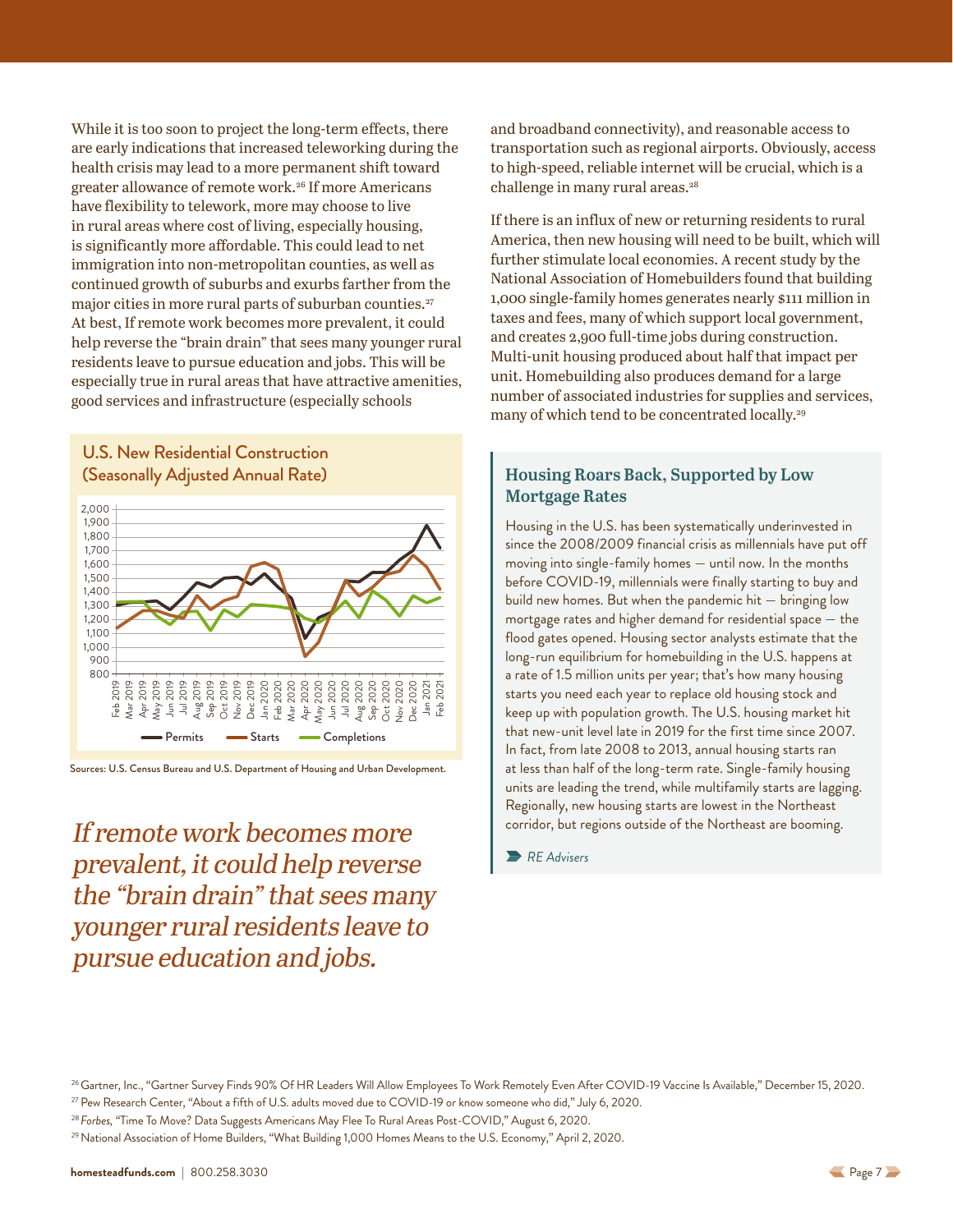While it is too soon to project the long-term effects, there are early indications that increased teleworking during the health crisis may lead to a more permanent shift toward greater allowance of remote work.[26] If more Americans have flexibility to telework, more may choose to live in rural areas where cost of living, especially housing, is significantly more affordable. This could lead to net immigration into non-metropolitan counties, as well as continued growth of suburbs and exurbs farther from the major cities in more rural parts of suburban counties.[27] At best, If remote work becomes more prevalent, it could help reverse the "brain drain" that sees many younger rural residents leave to pursue education and jobs. This will be especially true in rural areas that have attractive amenities, good services and infrastructure (especially schools and broadband connectivity), and reasonable access to transportation such as regional airports. Obviously, access to high-speed, reliable internet will be crucial, which is a challenge in many rural areas.[28]

If there is an influx of new or returning residents to rural America, then new housing will need to be built, which will further stimulate local economies. A recent study by the National Association of Homebuilders found that building 1,000 single-family homes generates nearly $111 million in taxes and fees, many of which support local government, and creates 2,900 full-time jobs during construction. Multi-unit housing produced about half that impact per unit. Homebuilding also produces demand for a large number of associated industries for supplies and services, many of which tend to be concentrated locally.[29]

**U.S. New Residential Construction (Seasonally Adjusted Annual Rate)**

Sources: U.S. Census Bureau and U.S. Department of Housing and Urban Development.

*If remote work becomes more prevalent, it could help reverse the "brain drain" that sees many younger rural residents leave to pursue education and jobs.*

### Housing Roars Back, Supported by Low Mortgage Rates

Housing in the U.S. has been systematically underinvested in since the 2008/2009 financial crisis as millennials have put off moving into single-family homes — until now. In the months before COVID-19, millennials were finally starting to buy and build new homes. But when the pandemic hit — bringing low mortgage rates and higher demand for residential space — the flood gates opened. Housing sector analysts estimate that the long-run equilibrium for homebuilding in the U.S. happens at a rate of 1.5 million units per year; that's how many housing starts you need each year to replace old housing stock and keep up with population growth. The U.S. housing market hit that new-unit level late in 2019 for the first time since 2007. In fact, from late 2008 to 2013, annual housing starts ran at less than half of the long-term rate. Single-family housing units are leading the trend, while multifamily starts are lagging. Regionally, new housing starts are lowest in the Northeast corridor, but regions outside of the Northeast are booming.

*RE Advisers*

---

[26] Gartner, Inc., "Gartner Survey Finds 90% Of HR Leaders Will Allow Employees To Work Remotely Even After COVID-19 Vaccine Is Available," December 15, 2020.

[27] Pew Research Center, "About a fifth of U.S. adults moved due to COVID-19 or know someone who did," July 6, 2020.

[28] *Forbes*, "Time To Move? Data Suggests Americans May Flee To Rural Areas Post-COVID," August 6, 2020.

[29] National Association of Home Builders, "What Building 1,000 Homes Means to the U.S. Economy," April 2, 2020.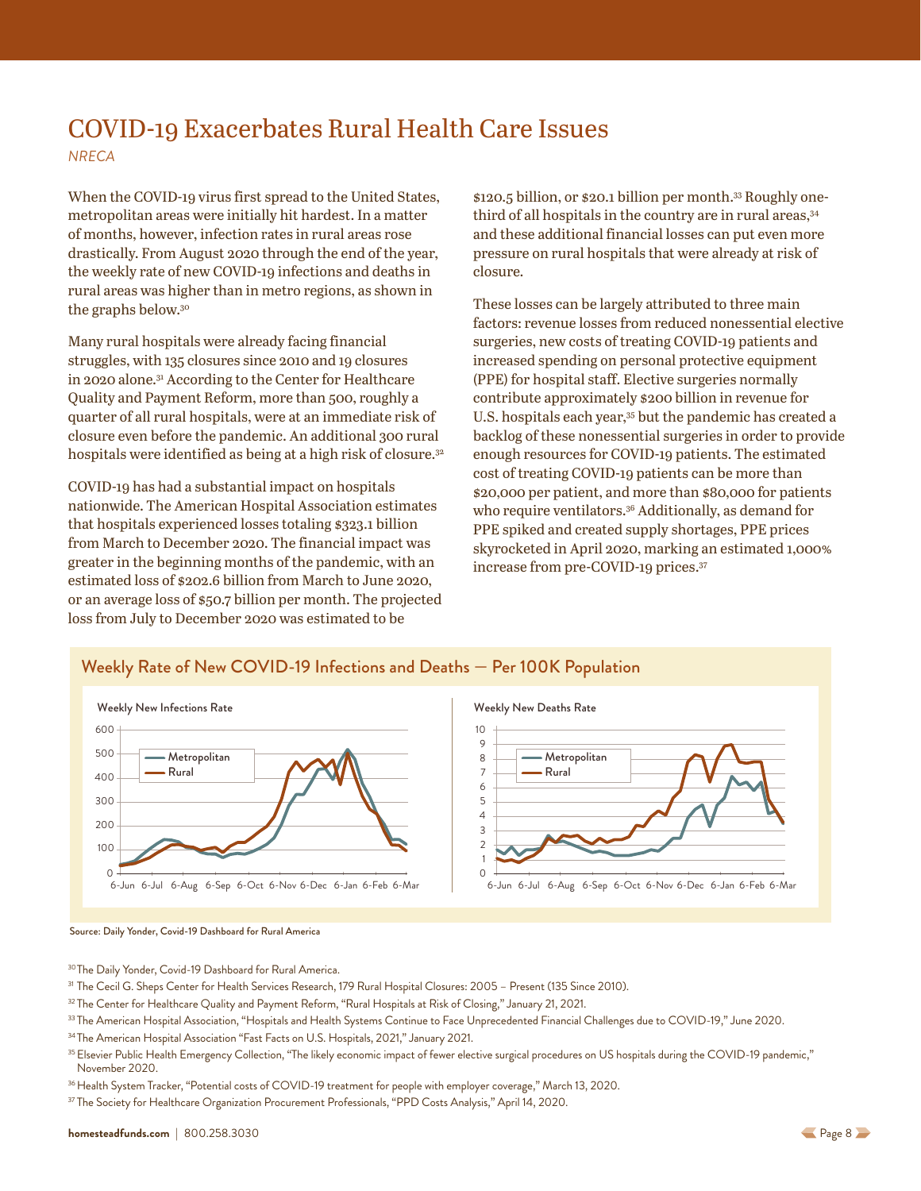# COVID-19 Exacerbates Rural Health Care Issues

*NRECA*

When the COVID-19 virus first spread to the United States, metropolitan areas were initially hit hardest. In a matter of months, however, infection rates in rural areas rose drastically. From August 2020 through the end of the year, the weekly rate of new COVID-19 infections and deaths in rural areas was higher than in metro regions, as shown in the graphs below.[30]

Many rural hospitals were already facing financial struggles, with 135 closures since 2010 and 19 closures in 2020 alone.[31] According to the Center for Healthcare Quality and Payment Reform, more than 500, roughly a quarter of all rural hospitals, were at an immediate risk of closure even before the pandemic. An additional 300 rural hospitals were identified as being at a high risk of closure.[32]

COVID-19 has had a substantial impact on hospitals nationwide. The American Hospital Association estimates that hospitals experienced losses totaling $323.1 billion from March to December 2020. The financial impact was greater in the beginning months of the pandemic, with an estimated loss of $202.6 billion from March to June 2020, or an average loss of $50.7 billion per month. The projected loss from July to December 2020 was estimated to be $120.5 billion, or $20.1 billion per month.[33] Roughly one-third of all hospitals in the country are in rural areas,[34] and these additional financial losses can put even more pressure on rural hospitals that were already at risk of closure.

These losses can be largely attributed to three main factors: revenue losses from reduced nonessential elective surgeries, new costs of treating COVID-19 patients and increased spending on personal protective equipment (PPE) for hospital staff. Elective surgeries normally contribute approximately $200 billion in revenue for U.S. hospitals each year,[35] but the pandemic has created a backlog of these nonessential surgeries in order to provide enough resources for COVID-19 patients. The estimated cost of treating COVID-19 patients can be more than $20,000 per patient, and more than $80,000 for patients who require ventilators.[36] Additionally, as demand for PPE spiked and created supply shortages, PPE prices skyrocketed in April 2020, marking an estimated 1,000% increase from pre-COVID-19 prices.[37]

## Weekly Rate of New COVID-19 Infections and Deaths — Per 100K Population

Weekly New Infections Rate | Weekly New Deaths Rate

(Legend: Metropolitan, Rural; x-axis: 6-Jun, 6-Jul, 6-Aug, 6-Sep, 6-Oct, 6-Nov, 6-Dec, 6-Jan, 6-Feb, 6-Mar)

Source: Daily Yonder, Covid-19 Dashboard for Rural America

[30] The Daily Yonder, Covid-19 Dashboard for Rural America.

[31] The Cecil G. Sheps Center for Health Services Research, 179 Rural Hospital Closures: 2005 – Present (135 Since 2010).

[32] The Center for Healthcare Quality and Payment Reform, "Rural Hospitals at Risk of Closing," January 21, 2021.

[33] The American Hospital Association, "Hospitals and Health Systems Continue to Face Unprecedented Financial Challenges due to COVID-19," June 2020.

[34] The American Hospital Association "Fast Facts on U.S. Hospitals, 2021," January 2021.

[35] Elsevier Public Health Emergency Collection, "The likely economic impact of fewer elective surgical procedures on US hospitals during the COVID-19 pandemic," November 2020.

[36] Health System Tracker, "Potential costs of COVID-19 treatment for people with employer coverage," March 13, 2020.

[37] The Society for Healthcare Organization Procurement Professionals, "PPD Costs Analysis," April 14, 2020.

**homesteadfunds.com** | 800.258.3030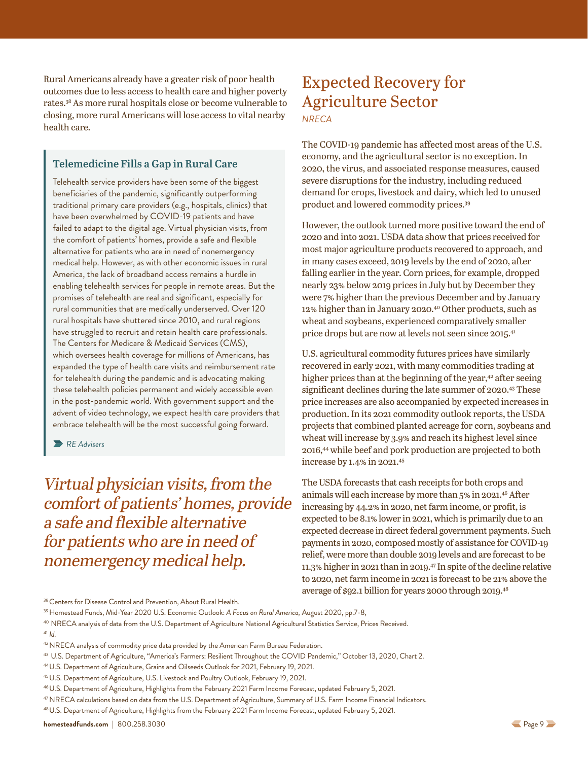Rural Americans already have a greater risk of poor health outcomes due to less access to health care and higher poverty rates.[38] As more rural hospitals close or become vulnerable to closing, more rural Americans will lose access to vital nearby health care.

### Telemedicine Fills a Gap in Rural Care

Telehealth service providers have been some of the biggest beneficiaries of the pandemic, significantly outperforming traditional primary care providers (e.g., hospitals, clinics) that have been overwhelmed by COVID-19 patients and have failed to adapt to the digital age. Virtual physician visits, from the comfort of patients' homes, provide a safe and flexible alternative for patients who are in need of nonemergency medical help. However, as with other economic issues in rural America, the lack of broadband access remains a hurdle in enabling telehealth services for people in remote areas. But the promises of telehealth are real and significant, especially for rural communities that are medically underserved. Over 120 rural hospitals have shuttered since 2010, and rural regions have struggled to recruit and retain health care professionals. The Centers for Medicare & Medicaid Services (CMS), which oversees health coverage for millions of Americans, has expanded the type of health care visits and reimbursement rate for telehealth during the pandemic and is advocating making these telehealth policies permanent and widely accessible even in the post-pandemic world. With government support and the advent of video technology, we expect health care providers that embrace telehealth will be the most successful going forward.

*RE Advisers*

*Virtual physician visits, from the comfort of patients' homes, provide a safe and flexible alternative for patients who are in need of nonemergency medical help.*

## Expected Recovery for Agriculture Sector

*NRECA*

The COVID-19 pandemic has affected most areas of the U.S. economy, and the agricultural sector is no exception. In 2020, the virus, and associated response measures, caused severe disruptions for the industry, including reduced demand for crops, livestock and dairy, which led to unused product and lowered commodity prices.[39]

However, the outlook turned more positive toward the end of 2020 and into 2021. USDA data show that prices received for most major agriculture products recovered to approach, and in many cases exceed, 2019 levels by the end of 2020, after falling earlier in the year. Corn prices, for example, dropped nearly 23% below 2019 prices in July but by December they were 7% higher than the previous December and by January 12% higher than in January 2020.[40] Other products, such as wheat and soybeans, experienced comparatively smaller price drops but are now at levels not seen since 2015.[41]

U.S. agricultural commodity futures prices have similarly recovered in early 2021, with many commodities trading at higher prices than at the beginning of the year,[42] after seeing significant declines during the late summer of 2020.[43] These price increases are also accompanied by expected increases in production. In its 2021 commodity outlook reports, the USDA projects that combined planted acreage for corn, soybeans and wheat will increase by 3.9% and reach its highest level since 2016,[44] while beef and pork production are projected to both increase by 1.4% in 2021.[45]

The USDA forecasts that cash receipts for both crops and animals will each increase by more than 5% in 2021.[46] After increasing by 44.2% in 2020, net farm income, or profit, is expected to be 8.1% lower in 2021, which is primarily due to an expected decrease in direct federal government payments. Such payments in 2020, composed mostly of assistance for COVID-19 relief, were more than double 2019 levels and are forecast to be 11.3% higher in 2021 than in 2019.[47] In spite of the decline relative to 2020, net farm income in 2021 is forecast to be 21% above the average of $92.1 billion for years 2000 through 2019.[48]

[38] Centers for Disease Control and Prevention, About Rural Health.

[39] Homestead Funds, Mid-Year 2020 U.S. Economic Outlook: *A Focus on Rural America*, August 2020, pp.7-8,

[40] NRECA analysis of data from the U.S. Department of Agriculture National Agricultural Statistics Service, Prices Received.

[41] *Id.*

[42] NRECA analysis of commodity price data provided by the American Farm Bureau Federation.

[43] U.S. Department of Agriculture, "America's Farmers: Resilient Throughout the COVID Pandemic," October 13, 2020, Chart 2.

[44] U.S. Department of Agriculture, Grains and Oilseeds Outlook for 2021, February 19, 2021.

[45] U.S. Department of Agriculture, U.S. Livestock and Poultry Outlook, February 19, 2021.

[46] U.S. Department of Agriculture, Highlights from the February 2021 Farm Income Forecast, updated February 5, 2021.

[47] NRECA calculations based on data from the U.S. Department of Agriculture, Summary of U.S. Farm Income Financial Indicators.

[48] U.S. Department of Agriculture, Highlights from the February 2021 Farm Income Forecast, updated February 5, 2021.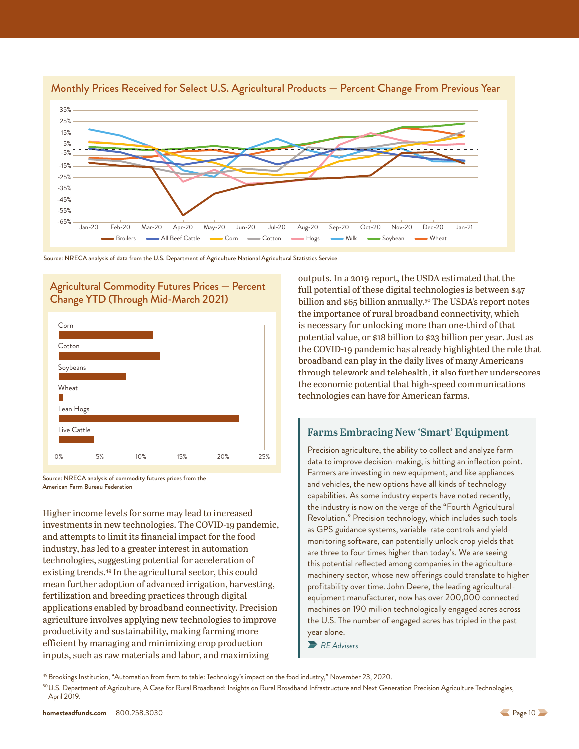## Monthly Prices Received for Select U.S. Agricultural Products — Percent Change From Previous Year

Source: NRECA analysis of data from the U.S. Department of Agriculture National Agricultural Statistics Service

## Agricultural Commodity Futures Prices — Percent Change YTD (Through Mid-March 2021)

Source: NRECA analysis of commodity futures prices from the American Farm Bureau Federation

Higher income levels for some may lead to increased investments in new technologies. The COVID-19 pandemic, and attempts to limit its financial impact for the food industry, has led to a greater interest in automation technologies, suggesting potential for acceleration of existing trends.[49] In the agricultural sector, this could mean further adoption of advanced irrigation, harvesting, fertilization and breeding practices through digital applications enabled by broadband connectivity. Precision agriculture involves applying new technologies to improve productivity and sustainability, making farming more efficient by managing and minimizing crop production inputs, such as raw materials and labor, and maximizing outputs. In a 2019 report, the USDA estimated that the full potential of these digital technologies is between $47 billion and $65 billion annually.[50] The USDA's report notes the importance of rural broadband connectivity, which is necessary for unlocking more than one-third of that potential value, or $18 billion to $23 billion per year. Just as the COVID-19 pandemic has already highlighted the role that broadband can play in the daily lives of many Americans through telework and telehealth, it also further underscores the economic potential that high-speed communications technologies can have for American farms.

### Farms Embracing New 'Smart' Equipment

Precision agriculture, the ability to collect and analyze farm data to improve decision-making, is hitting an inflection point. Farmers are investing in new equipment, and like appliances and vehicles, the new options have all kinds of technology capabilities. As some industry experts have noted recently, the industry is now on the verge of the "Fourth Agricultural Revolution." Precision technology, which includes such tools as GPS guidance systems, variable-rate controls and yield-monitoring software, can potentially unlock crop yields that are three to four times higher than today's. We are seeing this potential reflected among companies in the agriculture-machinery sector, whose new offerings could translate to higher profitability over time. John Deere, the leading agricultural-equipment manufacturer, now has over 200,000 connected machines on 190 million technologically engaged acres across the U.S. The number of engaged acres has tripled in the past year alone.

*RE Advisers*

[49] Brookings Institution, "Automation from farm to table: Technology's impact on the food industry," November 23, 2020.

[50] U.S. Department of Agriculture, A Case for Rural Broadband: Insights on Rural Broadband Infrastructure and Next Generation Precision Agriculture Technologies, April 2019.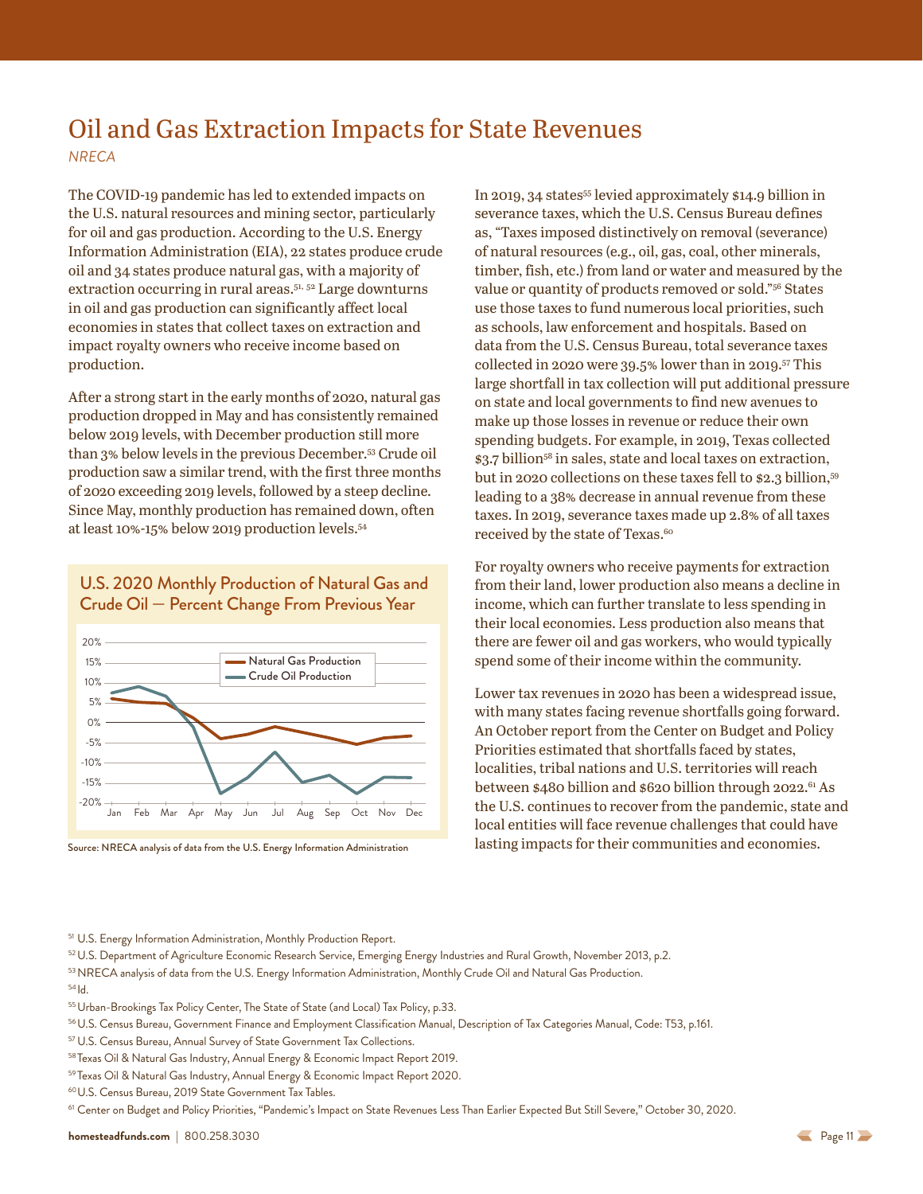# Oil and Gas Extraction Impacts for State Revenues

*NRECA*

The COVID-19 pandemic has led to extended impacts on the U.S. natural resources and mining sector, particularly for oil and gas production. According to the U.S. Energy Information Administration (EIA), 22 states produce crude oil and 34 states produce natural gas, with a majority of extraction occurring in rural areas.[51, 52] Large downturns in oil and gas production can significantly affect local economies in states that collect taxes on extraction and impact royalty owners who receive income based on production.

After a strong start in the early months of 2020, natural gas production dropped in May and has consistently remained below 2019 levels, with December production still more than 3% below levels in the previous December.[53] Crude oil production saw a similar trend, with the first three months of 2020 exceeding 2019 levels, followed by a steep decline. Since May, monthly production has remained down, often at least 10%-15% below 2019 production levels.[54]

## U.S. 2020 Monthly Production of Natural Gas and Crude Oil — Percent Change From Previous Year

Source: NRECA analysis of data from the U.S. Energy Information Administration

In 2019, 34 states[55] levied approximately $14.9 billion in severance taxes, which the U.S. Census Bureau defines as, "Taxes imposed distinctively on removal (severance) of natural resources (e.g., oil, gas, coal, other minerals, timber, fish, etc.) from land or water and measured by the value or quantity of products removed or sold."[56] States use those taxes to fund numerous local priorities, such as schools, law enforcement and hospitals. Based on data from the U.S. Census Bureau, total severance taxes collected in 2020 were 39.5% lower than in 2019.[57] This large shortfall in tax collection will put additional pressure on state and local governments to find new avenues to make up those losses in revenue or reduce their own spending budgets. For example, in 2019, Texas collected $3.7 billion[58] in sales, state and local taxes on extraction, but in 2020 collections on these taxes fell to $2.3 billion,[59] leading to a 38% decrease in annual revenue from these taxes. In 2019, severance taxes made up 2.8% of all taxes received by the state of Texas.[60]

For royalty owners who receive payments for extraction from their land, lower production also means a decline in income, which can further translate to less spending in their local economies. Less production also means that there are fewer oil and gas workers, who would typically spend some of their income within the community.

Lower tax revenues in 2020 has been a widespread issue, with many states facing revenue shortfalls going forward. An October report from the Center on Budget and Policy Priorities estimated that shortfalls faced by states, localities, tribal nations and U.S. territories will reach between $480 billion and $620 billion through 2022.[61] As the U.S. continues to recover from the pandemic, state and local entities will face revenue challenges that could have lasting impacts for their communities and economies.

---

[51] U.S. Energy Information Administration, Monthly Production Report.

[52] U.S. Department of Agriculture Economic Research Service, Emerging Energy Industries and Rural Growth, November 2013, p.2.

[53] NRECA analysis of data from the U.S. Energy Information Administration, Monthly Crude Oil and Natural Gas Production.

[54] Id.

[55] Urban-Brookings Tax Policy Center, The State of State (and Local) Tax Policy, p.33.

[56] U.S. Census Bureau, Government Finance and Employment Classification Manual, Description of Tax Categories Manual, Code: T53, p.161.

[57] U.S. Census Bureau, Annual Survey of State Government Tax Collections.

[58] Texas Oil & Natural Gas Industry, Annual Energy & Economic Impact Report 2019.

[59] Texas Oil & Natural Gas Industry, Annual Energy & Economic Impact Report 2020.

[60] U.S. Census Bureau, 2019 State Government Tax Tables.

[61] Center on Budget and Policy Priorities, "Pandemic's Impact on State Revenues Less Than Earlier Expected But Still Severe," October 30, 2020.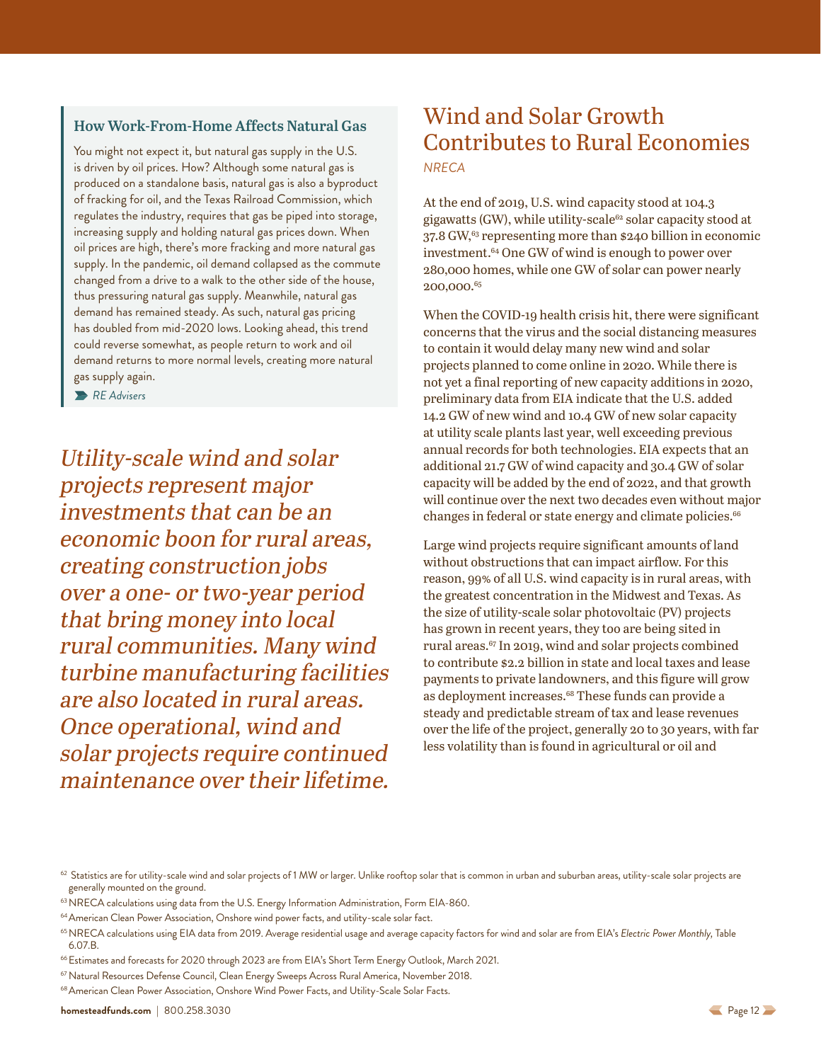### How Work-From-Home Affects Natural Gas

You might not expect it, but natural gas supply in the U.S. is driven by oil prices. How? Although some natural gas is produced on a standalone basis, natural gas is also a byproduct of fracking for oil, and the Texas Railroad Commission, which regulates the industry, requires that gas be piped into storage, increasing supply and holding natural gas prices down. When oil prices are high, there's more fracking and more natural gas supply. In the pandemic, oil demand collapsed as the commute changed from a drive to a walk to the other side of the house, thus pressuring natural gas supply. Meanwhile, natural gas demand has remained steady. As such, natural gas pricing has doubled from mid-2020 lows. Looking ahead, this trend could reverse somewhat, as people return to work and oil demand returns to more normal levels, creating more natural gas supply again.

*RE Advisers*

*Utility-scale wind and solar projects represent major investments that can be an economic boon for rural areas, creating construction jobs over a one- or two-year period that bring money into local rural communities. Many wind turbine manufacturing facilities are also located in rural areas. Once operational, wind and solar projects require continued maintenance over their lifetime.*

## Wind and Solar Growth Contributes to Rural Economies

*NRECA*

At the end of 2019, U.S. wind capacity stood at 104.3 gigawatts (GW), while utility-scale[62] solar capacity stood at 37.8 GW,[63] representing more than $240 billion in economic investment.[64] One GW of wind is enough to power over 280,000 homes, while one GW of solar can power nearly 200,000.[65]

When the COVID-19 health crisis hit, there were significant concerns that the virus and the social distancing measures to contain it would delay many new wind and solar projects planned to come online in 2020. While there is not yet a final reporting of new capacity additions in 2020, preliminary data from EIA indicate that the U.S. added 14.2 GW of new wind and 10.4 GW of new solar capacity at utility scale plants last year, well exceeding previous annual records for both technologies. EIA expects that an additional 21.7 GW of wind capacity and 30.4 GW of solar capacity will be added by the end of 2022, and that growth will continue over the next two decades even without major changes in federal or state energy and climate policies.[66]

Large wind projects require significant amounts of land without obstructions that can impact airflow. For this reason, 99% of all U.S. wind capacity is in rural areas, with the greatest concentration in the Midwest and Texas. As the size of utility-scale solar photovoltaic (PV) projects has grown in recent years, they too are being sited in rural areas.[67] In 2019, wind and solar projects combined to contribute $2.2 billion in state and local taxes and lease payments to private landowners, and this figure will grow as deployment increases.[68] These funds can provide a steady and predictable stream of tax and lease revenues over the life of the project, generally 20 to 30 years, with far less volatility than is found in agricultural or oil and

---

[62] Statistics are for utility-scale wind and solar projects of 1 MW or larger. Unlike rooftop solar that is common in urban and suburban areas, utility-scale solar projects are generally mounted on the ground.

[63] NRECA calculations using data from the U.S. Energy Information Administration, Form EIA-860.

[64] American Clean Power Association, Onshore wind power facts, and utility-scale solar fact.

[65] NRECA calculations using EIA data from 2019. Average residential usage and average capacity factors for wind and solar are from EIA's *Electric Power Monthly*, Table 6.07.B.

[66] Estimates and forecasts for 2020 through 2023 are from EIA's Short Term Energy Outlook, March 2021.

[67] Natural Resources Defense Council, Clean Energy Sweeps Across Rural America, November 2018.

[68] American Clean Power Association, Onshore Wind Power Facts, and Utility-Scale Solar Facts.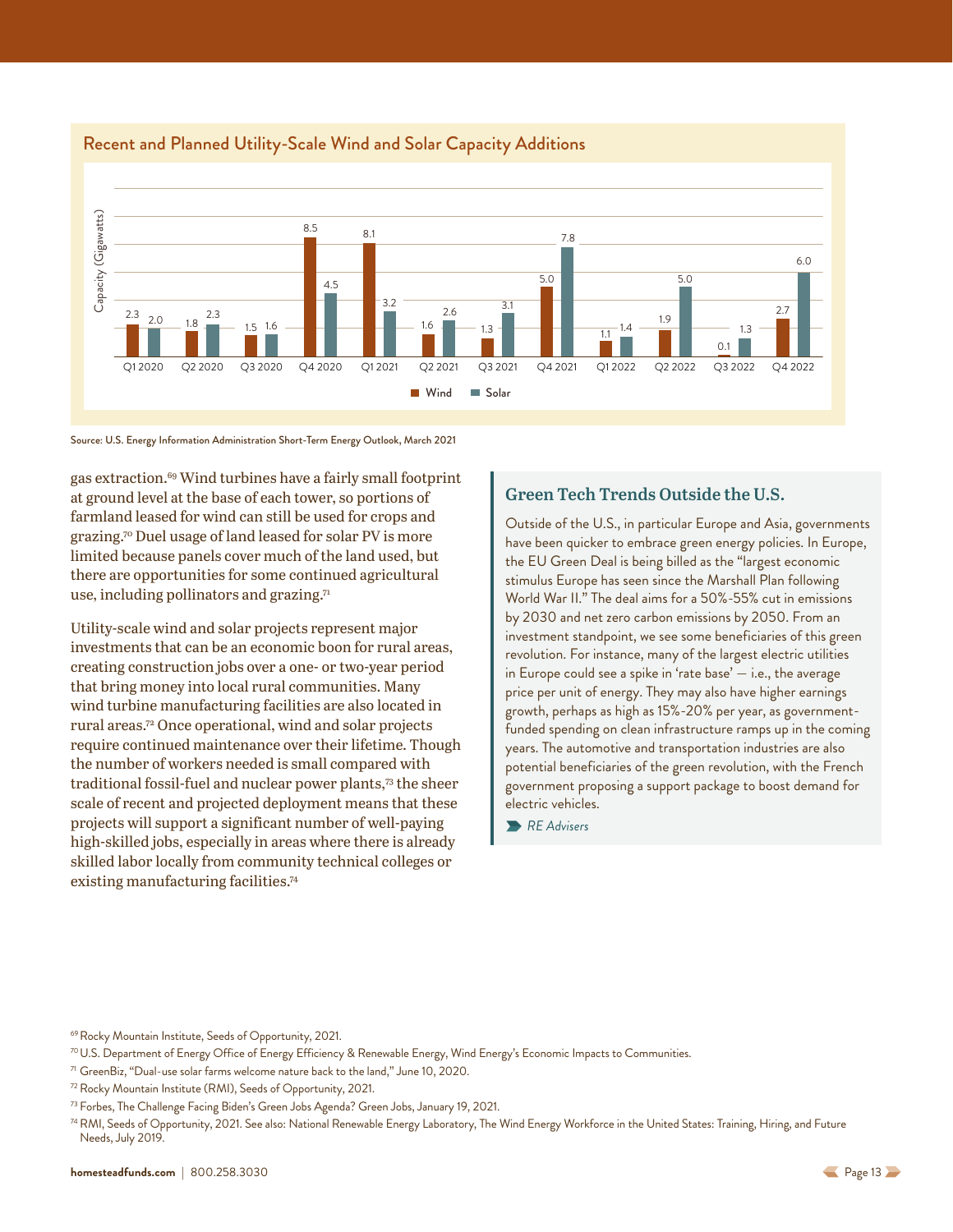## Recent and Planned Utility-Scale Wind and Solar Capacity Additions

Capacity (Gigawatts)

| Quarter | Wind | Solar |
|---|---|---|
| Q1 2020 | 2.3 | 2.0 |
| Q2 2020 | 1.8 | 2.3 |
| Q3 2020 | 1.5 | 1.6 |
| Q4 2020 | 8.5 | 4.5 |
| Q1 2021 | 8.1 | 3.2 |
| Q2 2021 | 1.6 | 2.6 |
| Q3 2021 | 1.3 | 3.1 |
| Q4 2021 | 5.0 | 7.8 |
| Q1 2022 | 1.1 | 1.4 |
| Q2 2022 | 1.9 | 5.0 |
| Q3 2022 | 0.1 | 1.3 |
| Q4 2022 | 2.7 | 6.0 |

Source: U.S. Energy Information Administration Short-Term Energy Outlook, March 2021

gas extraction.[69] Wind turbines have a fairly small footprint at ground level at the base of each tower, so portions of farmland leased for wind can still be used for crops and grazing.[70] Duel usage of land leased for solar PV is more limited because panels cover much of the land used, but there are opportunities for some continued agricultural use, including pollinators and grazing.[71]

Utility-scale wind and solar projects represent major investments that can be an economic boon for rural areas, creating construction jobs over a one- or two-year period that bring money into local rural communities. Many wind turbine manufacturing facilities are also located in rural areas.[72] Once operational, wind and solar projects require continued maintenance over their lifetime. Though the number of workers needed is small compared with traditional fossil-fuel and nuclear power plants,[73] the sheer scale of recent and projected deployment means that these projects will support a significant number of well-paying high-skilled jobs, especially in areas where there is already skilled labor locally from community technical colleges or existing manufacturing facilities.[74]

### Green Tech Trends Outside the U.S.

Outside of the U.S., in particular Europe and Asia, governments have been quicker to embrace green energy policies. In Europe, the EU Green Deal is being billed as the "largest economic stimulus Europe has seen since the Marshall Plan following World War II." The deal aims for a 50%-55% cut in emissions by 2030 and net zero carbon emissions by 2050. From an investment standpoint, we see some beneficiaries of this green revolution. For instance, many of the largest electric utilities in Europe could see a spike in 'rate base' — i.e., the average price per unit of energy. They may also have higher earnings growth, perhaps as high as 15%-20% per year, as government-funded spending on clean infrastructure ramps up in the coming years. The automotive and transportation industries are also potential beneficiaries of the green revolution, with the French government proposing a support package to boost demand for electric vehicles.

*RE Advisers*

[69] Rocky Mountain Institute, Seeds of Opportunity, 2021.

[70] U.S. Department of Energy Office of Energy Efficiency & Renewable Energy, Wind Energy's Economic Impacts to Communities.

[71] GreenBiz, "Dual-use solar farms welcome nature back to the land," June 10, 2020.

[72] Rocky Mountain Institute (RMI), Seeds of Opportunity, 2021.

[73] Forbes, The Challenge Facing Biden's Green Jobs Agenda? Green Jobs, January 19, 2021.

[74] RMI, Seeds of Opportunity, 2021. See also: National Renewable Energy Laboratory, The Wind Energy Workforce in the United States: Training, Hiring, and Future Needs, July 2019.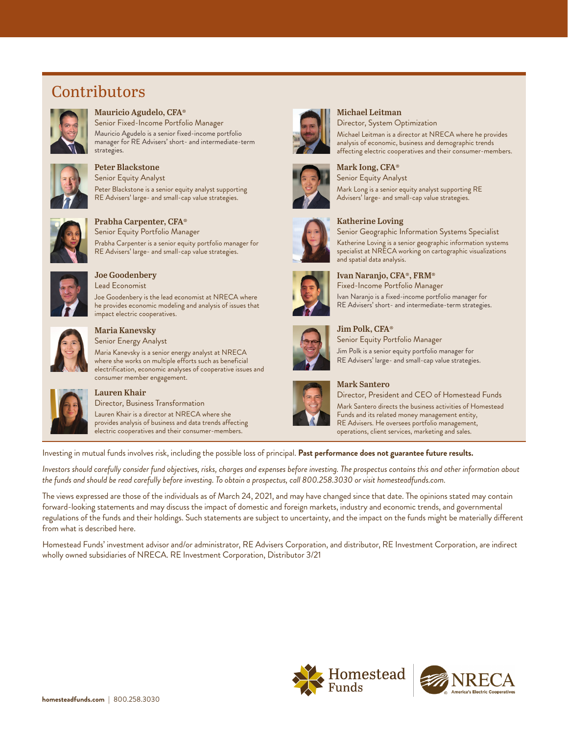## Contributors

**Mauricio Agudelo, CFA®**
Senior Fixed-Income Portfolio Manager
Mauricio Agudelo is a senior fixed-income portfolio manager for RE Advisers' short- and intermediate-term strategies.

**Peter Blackstone**
Senior Equity Analyst
Peter Blackstone is a senior equity analyst supporting RE Advisers' large- and small-cap value strategies.

**Prabha Carpenter, CFA®**
Senior Equity Portfolio Manager
Prabha Carpenter is a senior equity portfolio manager for RE Advisers' large- and small-cap value strategies.

**Joe Goodenbery**
Lead Economist
Joe Goodenbery is the lead economist at NRECA where he provides economic modeling and analysis of issues that impact electric cooperatives.

**Maria Kanevsky**
Senior Energy Analyst
Maria Kanevsky is a senior energy analyst at NRECA where she works on multiple efforts such as beneficial electrification, economic analyses of cooperative issues and consumer member engagement.

**Lauren Khair**
Director, Business Transformation
Lauren Khair is a director at NRECA where she provides analysis of business and data trends affecting electric cooperatives and their consumer-members.

**Michael Leitman**
Director, System Optimization
Michael Leitman is a director at NRECA where he provides analysis of economic, business and demographic trends affecting electric cooperatives and their consumer-members.

**Mark Iong, CFA®**
Senior Equity Analyst
Mark Long is a senior equity analyst supporting RE Advisers' large- and small-cap value strategies.

**Katherine Loving**
Senior Geographic Information Systems Specialist
Katherine Loving is a senior geographic information systems specialist at NRECA working on cartographic visualizations and spatial data analysis.

**Ivan Naranjo, CFA®, FRM®**
Fixed-Income Portfolio Manager
Ivan Naranjo is a fixed-income portfolio manager for RE Advisers' short- and intermediate-term strategies.

**Jim Polk, CFA®**
Senior Equity Portfolio Manager
Jim Polk is a senior equity portfolio manager for RE Advisers' large- and small-cap value strategies.

**Mark Santero**
Director, President and CEO of Homestead Funds
Mark Santero directs the business activities of Homestead Funds and its related money management entity, RE Advisers. He oversees portfolio management, operations, client services, marketing and sales.

Investing in mutual funds involves risk, including the possible loss of principal. **Past performance does not guarantee future results.**

*Investors should carefully consider fund objectives, risks, charges and expenses before investing. The prospectus contains this and other information about the funds and should be read carefully before investing. To obtain a prospectus, call 800.258.3030 or visit homesteadfunds.com.*

The views expressed are those of the individuals as of March 24, 2021, and may have changed since that date. The opinions stated may contain forward-looking statements and may discuss the impact of domestic and foreign markets, industry and economic trends, and governmental regulations of the funds and their holdings. Such statements are subject to uncertainty, and the impact on the funds might be materially different from what is described here.

Homestead Funds' investment advisor and/or administrator, RE Advisers Corporation, and distributor, RE Investment Corporation, are indirect wholly owned subsidiaries of NRECA. RE Investment Corporation, Distributor 3/21

Homestead Funds

NRECA America's Electric Cooperatives

**homesteadfunds.com** | 800.258.3030